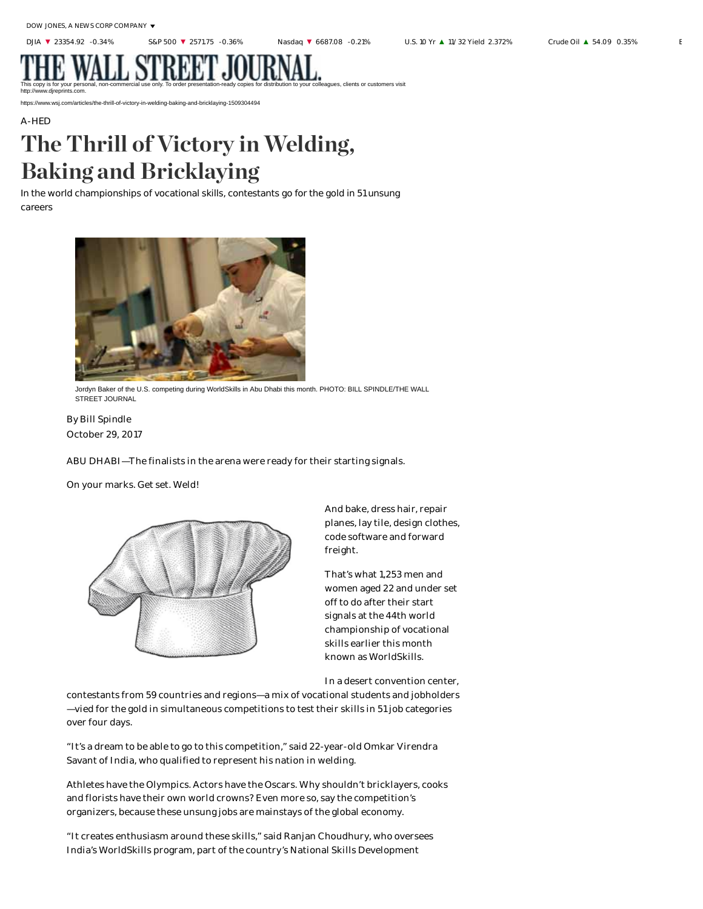A-HED

# The Thrill of Victory in Welding, Baking and Bricklaying

In the world championships of vocational skills, contestants go for the gold in 51 unsung careers

Jordyn Baker of the U.S. competing during WorldSkills in Abu Dhabi this month. PHOTO: BILL SPINDLE/THE WALL STREET JOURNAL

By Bill Spindle
October 29, 2017

ABU DHABI—The finalists in the arena were ready for their starting signals.

On your marks. Get set. Weld!

And bake, dress hair, repair planes, lay tile, design clothes, code software and forward freight.

That's what 1,253 men and women aged 22 and under set off to do after their start signals at the 44th world championship of vocational skills earlier this month known as WorldSkills.

In a desert convention center, contestants from 59 countries and regions—a mix of vocational students and jobholders—vied for the gold in simultaneous competitions to test their skills in 51 job categories over four days.

"It's a dream to be able to go to this competition," said 22-year-old Omkar Virendra Savant of India, who qualified to represent his nation in welding.

Athletes have the Olympics. Actors have the Oscars. Why shouldn't bricklayers, cooks and florists have their own world crowns? Even more so, say the competition's organizers, because these unsung jobs are mainstays of the global economy.

"It creates enthusiasm around these skills," said Ranjan Choudhury, who oversees India's WorldSkills program, part of the country's National Skills Development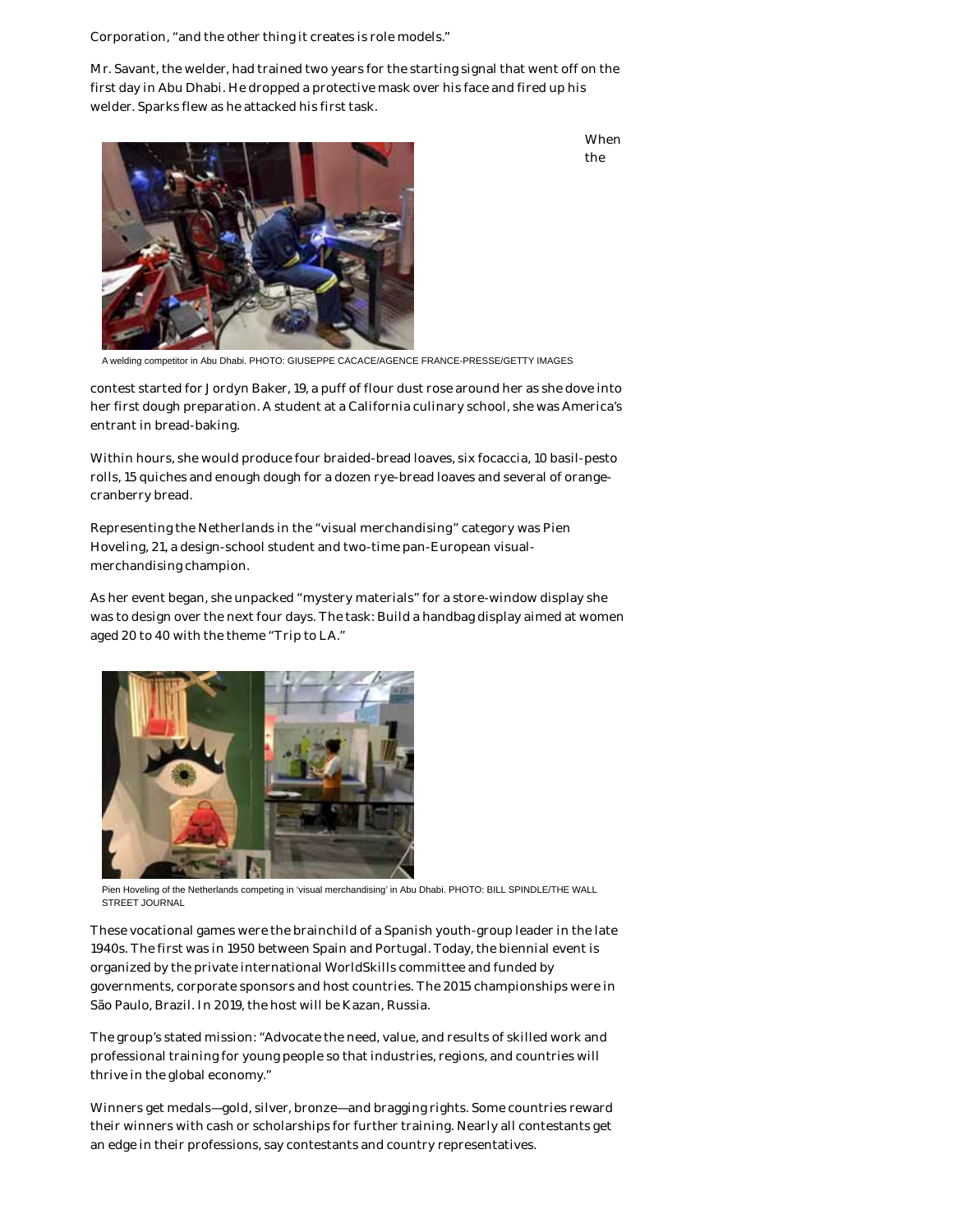Corporation, "and the other thing it creates is role models."

Mr. Savant, the welder, had trained two years for the starting signal that went off on the first day in Abu Dhabi. He dropped a protective mask over his face and fired up his welder. Sparks flew as he attacked his first task.

A welding competitor in Abu Dhabi. PHOTO: GIUSEPPE CACACE/AGENCE FRANCE-PRESSE/GETTY IMAGES

When the contest started for Jordyn Baker, 19, a puff of flour dust rose around her as she dove into her first dough preparation. A student at a California culinary school, she was America's entrant in bread-baking.

Within hours, she would produce four braided-bread loaves, six focaccia, 10 basil-pesto rolls, 15 quiches and enough dough for a dozen rye-bread loaves and several of orange-cranberry bread.

Representing the Netherlands in the "visual merchandising" category was Pien Hoveling, 21, a design-school student and two-time pan-European visual-merchandising champion.

As her event began, she unpacked "mystery materials" for a store-window display she was to design over the next four days. The task: Build a handbag display aimed at women aged 20 to 40 with the theme "Trip to LA."

Pien Hoveling of the Netherlands competing in 'visual merchandising' in Abu Dhabi. PHOTO: BILL SPINDLE/THE WALL STREET JOURNAL

These vocational games were the brainchild of a Spanish youth-group leader in the late 1940s. The first was in 1950 between Spain and Portugal. Today, the biennial event is organized by the private international WorldSkills committee and funded by governments, corporate sponsors and host countries. The 2015 championships were in São Paulo, Brazil. In 2019, the host will be Kazan, Russia.

The group's stated mission: "Advocate the need, value, and results of skilled work and professional training for young people so that industries, regions, and countries will thrive in the global economy."

Winners get medals—gold, silver, bronze—and bragging rights. Some countries reward their winners with cash or scholarships for further training. Nearly all contestants get an edge in their professions, say contestants and country representatives.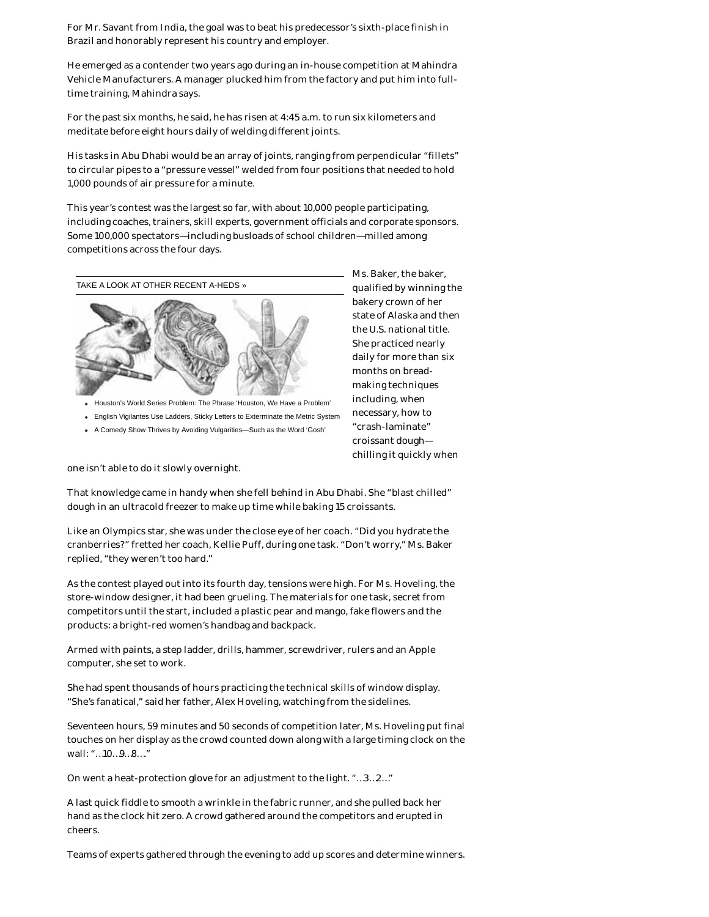For Mr. Savant from India, the goal was to beat his predecessor's sixth-place finish in Brazil and honorably represent his country and employer.

He emerged as a contender two years ago during an in-house competition at Mahindra Vehicle Manufacturers. A manager plucked him from the factory and put him into full-time training, Mahindra says.

For the past six months, he said, he has risen at 4:45 a.m. to run six kilometers and meditate before eight hours daily of welding different joints.

His tasks in Abu Dhabi would be an array of joints, ranging from perpendicular "fillets" to circular pipes to a "pressure vessel" welded from four positions that needed to hold 1,000 pounds of air pressure for a minute.

This year's contest was the largest so far, with about 10,000 people participating, including coaches, trainers, skill experts, government officials and corporate sponsors. Some 100,000 spectators—including busloads of school children—milled among competitions across the four days.

TAKE A LOOK AT OTHER RECENT A-HEDS »

- Houston's World Series Problem: The Phrase 'Houston, We Have a Problem'
- English Vigilantes Use Ladders, Sticky Letters to Exterminate the Metric System
- A Comedy Show Thrives by Avoiding Vulgarities—Such as the Word 'Gosh'

Ms. Baker, the baker, qualified by winning the bakery crown of her state of Alaska and then the U.S. national title. She practiced nearly daily for more than six months on bread-making techniques including, when necessary, how to "crash-laminate" croissant dough—chilling it quickly when one isn't able to do it slowly overnight.

That knowledge came in handy when she fell behind in Abu Dhabi. She "blast chilled" dough in an ultracold freezer to make up time while baking 15 croissants.

Like an Olympics star, she was under the close eye of her coach. "Did you hydrate the cranberries?" fretted her coach, Kellie Puff, during one task. "Don't worry," Ms. Baker replied, "they weren't too hard."

As the contest played out into its fourth day, tensions were high. For Ms. Hoveling, the store-window designer, it had been grueling. The materials for one task, secret from competitors until the start, included a plastic pear and mango, fake flowers and the products: a bright-red women's handbag and backpack.

Armed with paints, a step ladder, drills, hammer, screwdriver, rulers and an Apple computer, she set to work.

She had spent thousands of hours practicing the technical skills of window display. "She's fanatical," said her father, Alex Hoveling, watching from the sidelines.

Seventeen hours, 59 minutes and 50 seconds of competition later, Ms. Hoveling put final touches on her display as the crowd counted down along with a large timing clock on the wall: "…10…9…8…"

On went a heat-protection glove for an adjustment to the light. "…3…2…"

A last quick fiddle to smooth a wrinkle in the fabric runner, and she pulled back her hand as the clock hit zero. A crowd gathered around the competitors and erupted in cheers.

Teams of experts gathered through the evening to add up scores and determine winners.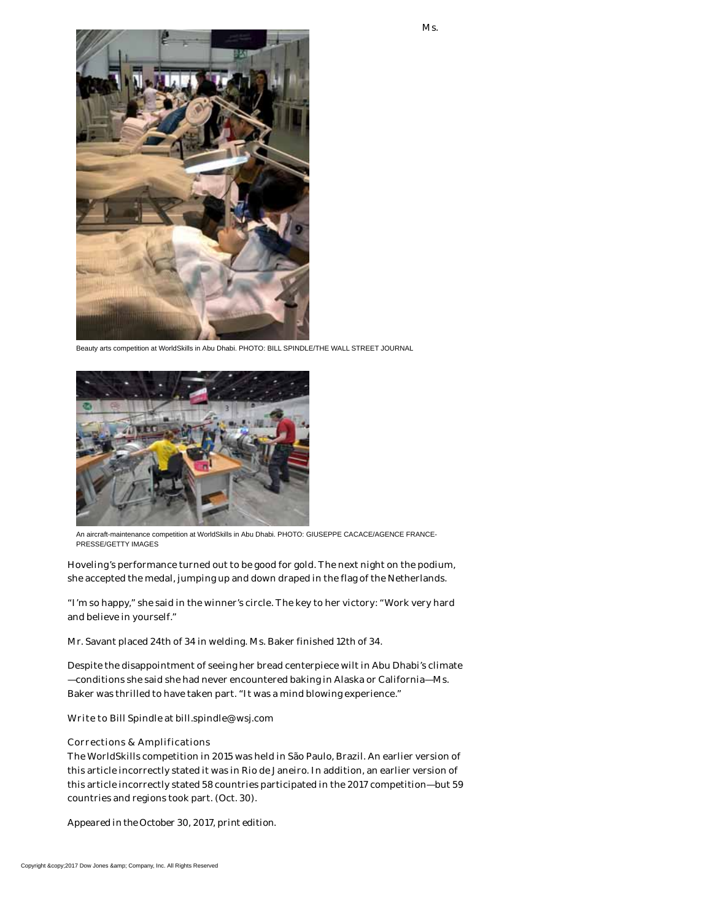Ms.

Beauty arts competition at WorldSkills in Abu Dhabi. PHOTO: BILL SPINDLE/THE WALL STREET JOURNAL

An aircraft-maintenance competition at WorldSkills in Abu Dhabi. PHOTO: GIUSEPPE CACACE/AGENCE FRANCE-PRESSE/GETTY IMAGES

Hoveling's performance turned out to be good for gold. The next night on the podium, she accepted the medal, jumping up and down draped in the flag of the Netherlands.

"I'm so happy," she said in the winner's circle. The key to her victory: "Work very hard and believe in yourself."

Mr. Savant placed 24th of 34 in welding. Ms. Baker finished 12th of 34.

Despite the disappointment of seeing her bread centerpiece wilt in Abu Dhabi's climate—conditions she said she had never encountered baking in Alaska or California—Ms. Baker was thrilled to have taken part. "It was a mind blowing experience."

Write to Bill Spindle at bill.spindle@wsj.com

Corrections & Amplifications
The WorldSkills competition in 2015 was held in São Paulo, Brazil. An earlier version of this article incorrectly stated it was in Rio de Janeiro. In addition, an earlier version of this article incorrectly stated 58 countries participated in the 2017 competition—but 59 countries and regions took part. (Oct. 30).

*Appeared in the October 30, 2017, print edition.*

Copyright &copy;2017 Dow Jones &amp; Company, Inc. All Rights Reserved